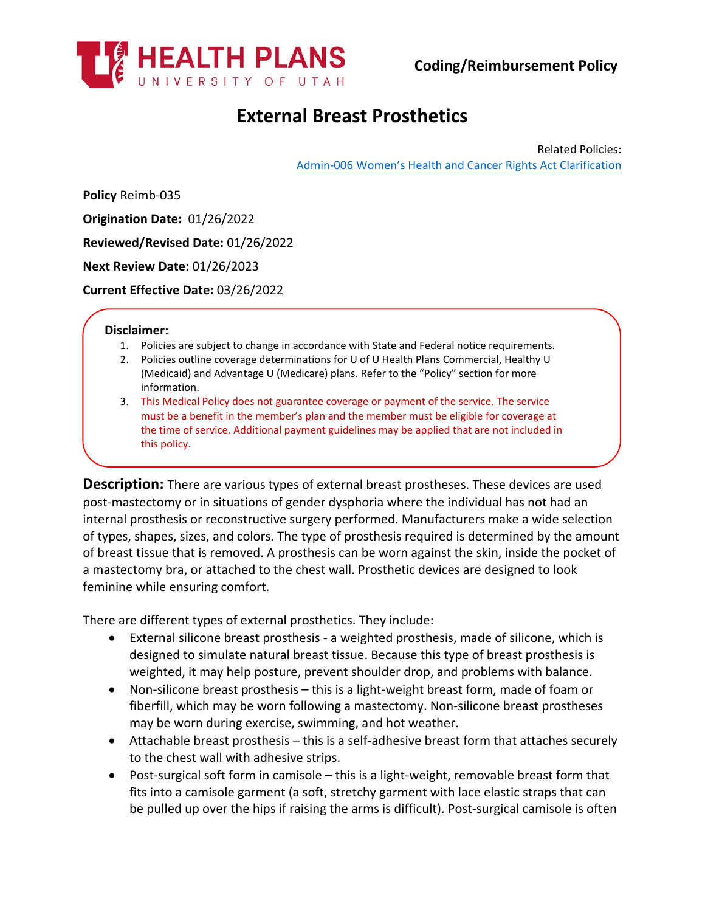HEALTH PLANS
UNIVERSITY OF UTAH

**Coding/Reimbursement Policy**

# External Breast Prosthetics

Related Policies:
[Admin-006 Women's Health and Cancer Rights Act Clarification]

**Policy** Reimb-035

**Origination Date:** 01/26/2022

**Reviewed/Revised Date:** 01/26/2022

**Next Review Date:** 01/26/2023

**Current Effective Date:** 03/26/2022

**Disclaimer:**

1. Policies are subject to change in accordance with State and Federal notice requirements.
2. Policies outline coverage determinations for U of U Health Plans Commercial, Healthy U (Medicaid) and Advantage U (Medicare) plans. Refer to the "Policy" section for more information.
3. This Medical Policy does not guarantee coverage or payment of the service. The service must be a benefit in the member's plan and the member must be eligible for coverage at the time of service. Additional payment guidelines may be applied that are not included in this policy.

**Description:** There are various types of external breast prostheses. These devices are used post-mastectomy or in situations of gender dysphoria where the individual has not had an internal prosthesis or reconstructive surgery performed. Manufacturers make a wide selection of types, shapes, sizes, and colors. The type of prosthesis required is determined by the amount of breast tissue that is removed. A prosthesis can be worn against the skin, inside the pocket of a mastectomy bra, or attached to the chest wall. Prosthetic devices are designed to look feminine while ensuring comfort.

There are different types of external prosthetics. They include:

- External silicone breast prosthesis - a weighted prosthesis, made of silicone, which is designed to simulate natural breast tissue. Because this type of breast prosthesis is weighted, it may help posture, prevent shoulder drop, and problems with balance.
- Non-silicone breast prosthesis – this is a light-weight breast form, made of foam or fiberfill, which may be worn following a mastectomy. Non-silicone breast prostheses may be worn during exercise, swimming, and hot weather.
- Attachable breast prosthesis – this is a self-adhesive breast form that attaches securely to the chest wall with adhesive strips.
- Post-surgical soft form in camisole – this is a light-weight, removable breast form that fits into a camisole garment (a soft, stretchy garment with lace elastic straps that can be pulled up over the hips if raising the arms is difficult). Post-surgical camisole is often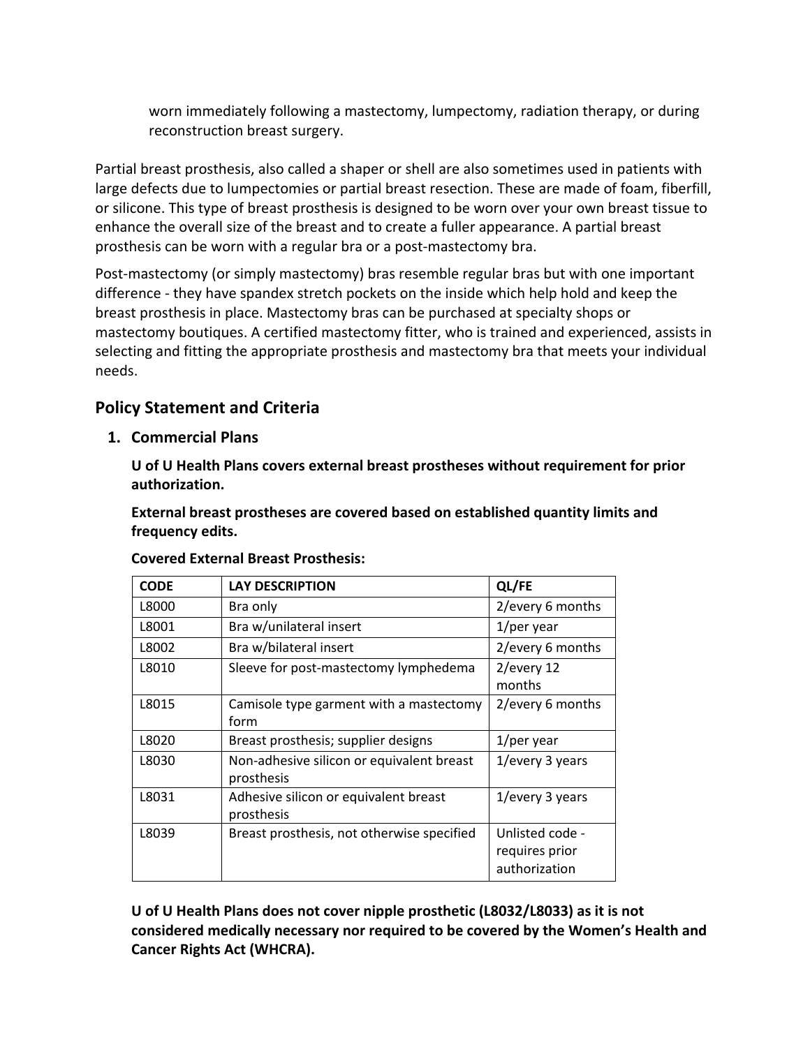worn immediately following a mastectomy, lumpectomy, radiation therapy, or during reconstruction breast surgery.

Partial breast prosthesis, also called a shaper or shell are also sometimes used in patients with large defects due to lumpectomies or partial breast resection. These are made of foam, fiberfill, or silicone. This type of breast prosthesis is designed to be worn over your own breast tissue to enhance the overall size of the breast and to create a fuller appearance. A partial breast prosthesis can be worn with a regular bra or a post-mastectomy bra.

Post-mastectomy (or simply mastectomy) bras resemble regular bras but with one important difference - they have spandex stretch pockets on the inside which help hold and keep the breast prosthesis in place. Mastectomy bras can be purchased at specialty shops or mastectomy boutiques. A certified mastectomy fitter, who is trained and experienced, assists in selecting and fitting the appropriate prosthesis and mastectomy bra that meets your individual needs.

## Policy Statement and Criteria

### 1. Commercial Plans

**U of U Health Plans covers external breast prostheses without requirement for prior authorization.**

**External breast prostheses are covered based on established quantity limits and frequency edits.**

**Covered External Breast Prosthesis:**

| CODE | LAY DESCRIPTION | QL/FE |
|---|---|---|
| L8000 | Bra only | 2/every 6 months |
| L8001 | Bra w/unilateral insert | 1/per year |
| L8002 | Bra w/bilateral insert | 2/every 6 months |
| L8010 | Sleeve for post-mastectomy lymphedema | 2/every 12 months |
| L8015 | Camisole type garment with a mastectomy form | 2/every 6 months |
| L8020 | Breast prosthesis; supplier designs | 1/per year |
| L8030 | Non-adhesive silicon or equivalent breast prosthesis | 1/every 3 years |
| L8031 | Adhesive silicon or equivalent breast prosthesis | 1/every 3 years |
| L8039 | Breast prosthesis, not otherwise specified | Unlisted code - requires prior authorization |

**U of U Health Plans does not cover nipple prosthetic (L8032/L8033) as it is not considered medically necessary nor required to be covered by the Women's Health and Cancer Rights Act (WHCRA).**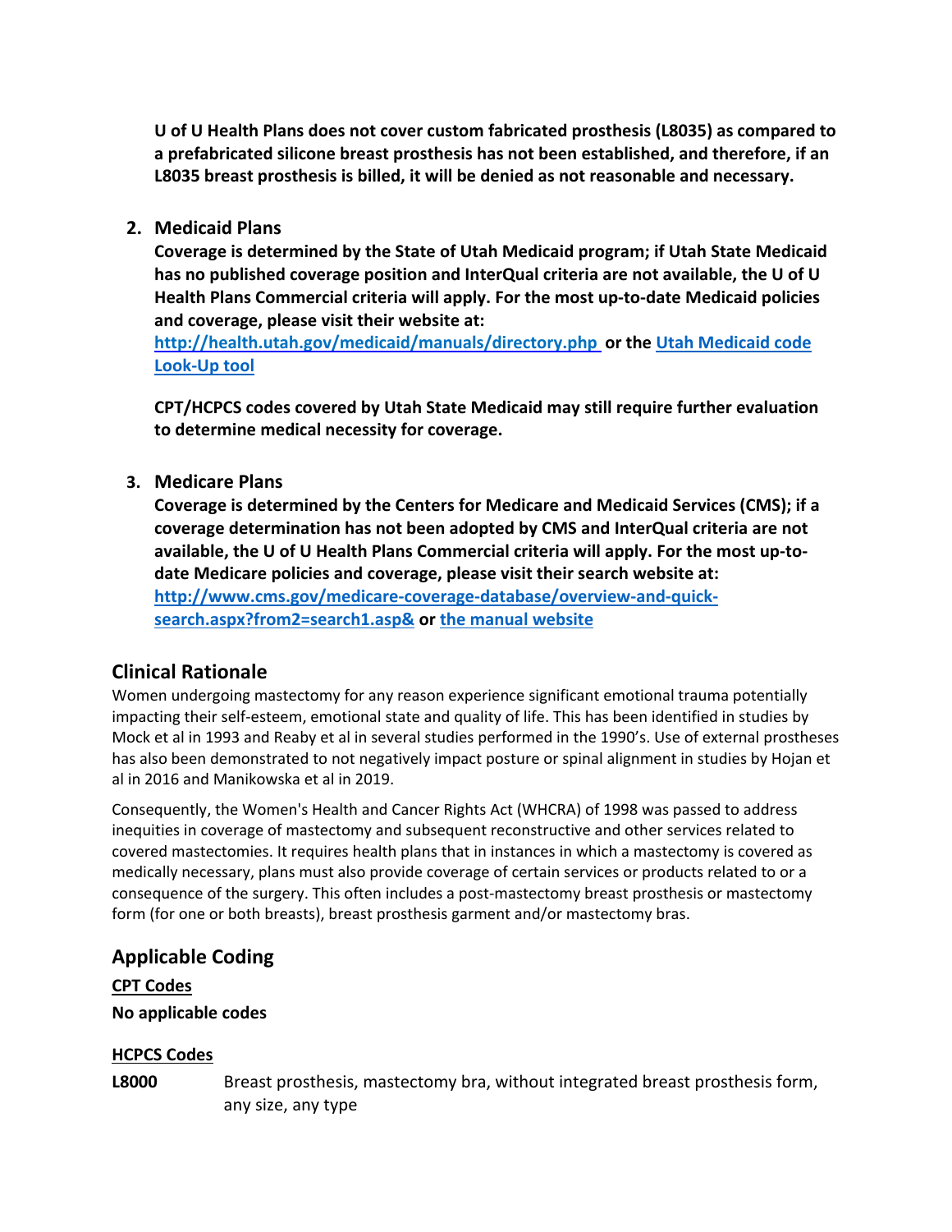**U of U Health Plans does not cover custom fabricated prosthesis (L8035) as compared to a prefabricated silicone breast prosthesis has not been established, and therefore, if an L8035 breast prosthesis is billed, it will be denied as not reasonable and necessary.**

2. **Medicaid Plans**
   **Coverage is determined by the State of Utah Medicaid program; if Utah State Medicaid has no published coverage position and InterQual criteria are not available, the U of U Health Plans Commercial criteria will apply. For the most up-to-date Medicaid policies and coverage, please visit their website at: [http://health.utah.gov/medicaid/manuals/directory.php](http://health.utah.gov/medicaid/manuals/directory.php) or the Utah Medicaid code Look-Up tool**

   **CPT/HCPCS codes covered by Utah State Medicaid may still require further evaluation to determine medical necessity for coverage.**

3. **Medicare Plans**
   **Coverage is determined by the Centers for Medicare and Medicaid Services (CMS); if a coverage determination has not been adopted by CMS and InterQual criteria are not available, the U of U Health Plans Commercial criteria will apply. For the most up-to-date Medicare policies and coverage, please visit their search website at: [http://www.cms.gov/medicare-coverage-database/overview-and-quick-search.aspx?from2=search1.asp&](http://www.cms.gov/medicare-coverage-database/overview-and-quick-search.aspx?from2=search1.asp&) or the manual website**

## Clinical Rationale

Women undergoing mastectomy for any reason experience significant emotional trauma potentially impacting their self-esteem, emotional state and quality of life. This has been identified in studies by Mock et al in 1993 and Reaby et al in several studies performed in the 1990's. Use of external prostheses has also been demonstrated to not negatively impact posture or spinal alignment in studies by Hojan et al in 2016 and Manikowska et al in 2019.

Consequently, the Women's Health and Cancer Rights Act (WHCRA) of 1998 was passed to address inequities in coverage of mastectomy and subsequent reconstructive and other services related to covered mastectomies. It requires health plans that in instances in which a mastectomy is covered as medically necessary, plans must also provide coverage of certain services or products related to or a consequence of the surgery. This often includes a post-mastectomy breast prosthesis or mastectomy form (for one or both breasts), breast prosthesis garment and/or mastectomy bras.

## Applicable Coding

**CPT Codes**

**No applicable codes**

**HCPCS Codes**

| | |
|---|---|
| **L8000** | Breast prosthesis, mastectomy bra, without integrated breast prosthesis form, any size, any type |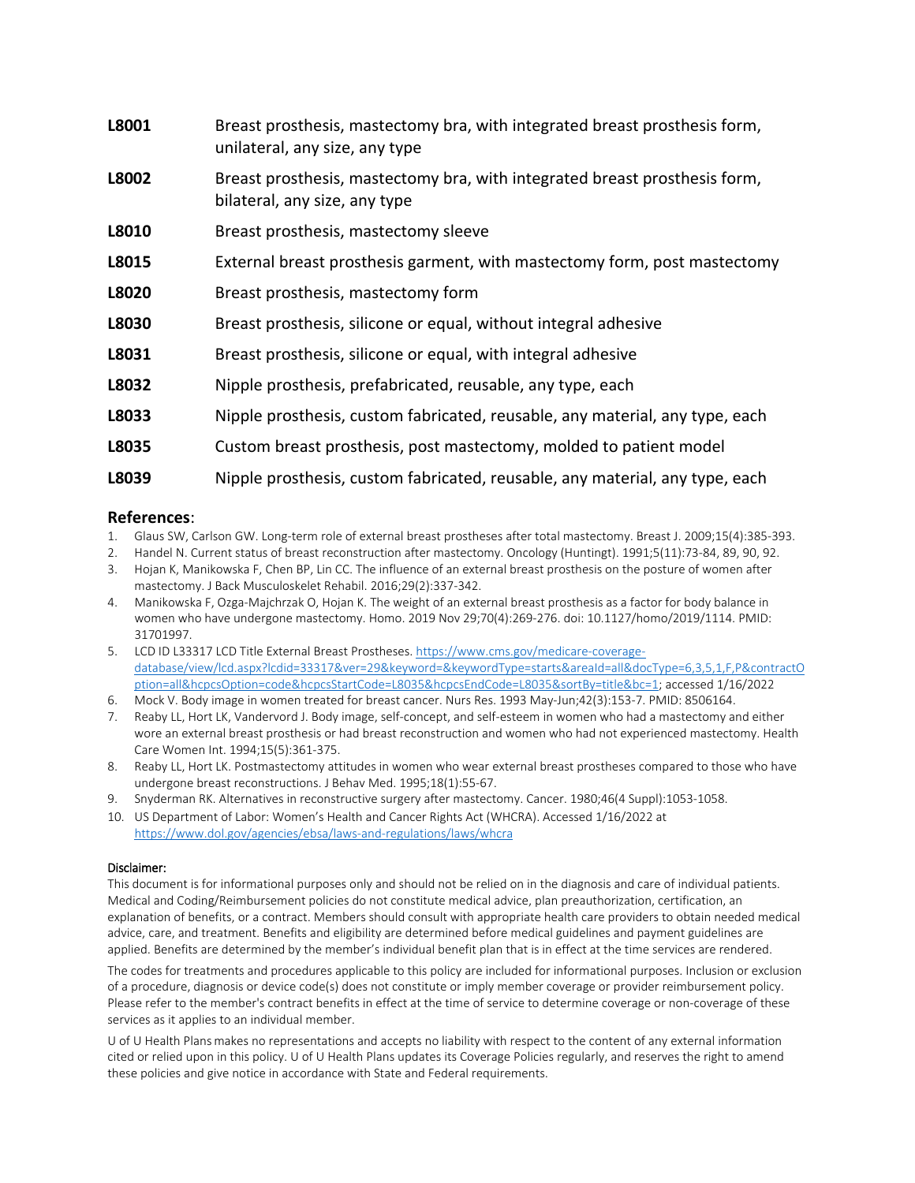| | |
|---|---|
| **L8001** | Breast prosthesis, mastectomy bra, with integrated breast prosthesis form, unilateral, any size, any type |
| **L8002** | Breast prosthesis, mastectomy bra, with integrated breast prosthesis form, bilateral, any size, any type |
| **L8010** | Breast prosthesis, mastectomy sleeve |
| **L8015** | External breast prosthesis garment, with mastectomy form, post mastectomy |
| **L8020** | Breast prosthesis, mastectomy form |
| **L8030** | Breast prosthesis, silicone or equal, without integral adhesive |
| **L8031** | Breast prosthesis, silicone or equal, with integral adhesive |
| **L8032** | Nipple prosthesis, prefabricated, reusable, any type, each |
| **L8033** | Nipple prosthesis, custom fabricated, reusable, any material, any type, each |
| **L8035** | Custom breast prosthesis, post mastectomy, molded to patient model |
| **L8039** | Nipple prosthesis, custom fabricated, reusable, any material, any type, each |

## References:

1. Glaus SW, Carlson GW. Long-term role of external breast prostheses after total mastectomy. Breast J. 2009;15(4):385-393.
2. Handel N. Current status of breast reconstruction after mastectomy. Oncology (Huntingt). 1991;5(11):73-84, 89, 90, 92.
3. Hojan K, Manikowska F, Chen BP, Lin CC. The influence of an external breast prosthesis on the posture of women after mastectomy. J Back Musculoskelet Rehabil. 2016;29(2):337-342.
4. Manikowska F, Ozga-Majchrzak O, Hojan K. The weight of an external breast prosthesis as a factor for body balance in women who have undergone mastectomy. Homo. 2019 Nov 29;70(4):269-276. doi: 10.1127/homo/2019/1114. PMID: 31701997.
5. LCD ID L33317 LCD Title External Breast Prostheses. https://www.cms.gov/medicare-coverage-database/view/lcd.aspx?lcdid=33317&ver=29&keyword=&keywordType=starts&areaId=all&docType=6,3,5,1,F,P&contractOption=all&hcpcsOption=code&hcpcsStartCode=L8035&hcpcsEndCode=L8035&sortBy=title&bc=1; accessed 1/16/2022
6. Mock V. Body image in women treated for breast cancer. Nurs Res. 1993 May-Jun;42(3):153-7. PMID: 8506164.
7. Reaby LL, Hort LK, Vandervord J. Body image, self-concept, and self-esteem in women who had a mastectomy and either wore an external breast prosthesis or had breast reconstruction and women who had not experienced mastectomy. Health Care Women Int. 1994;15(5):361-375.
8. Reaby LL, Hort LK. Postmastectomy attitudes in women who wear external breast prostheses compared to those who have undergone breast reconstructions. J Behav Med. 1995;18(1):55-67.
9. Snyderman RK. Alternatives in reconstructive surgery after mastectomy. Cancer. 1980;46(4 Suppl):1053-1058.
10. US Department of Labor: Women's Health and Cancer Rights Act (WHCRA). Accessed 1/16/2022 at https://www.dol.gov/agencies/ebsa/laws-and-regulations/laws/whcra

Disclaimer:

This document is for informational purposes only and should not be relied on in the diagnosis and care of individual patients. Medical and Coding/Reimbursement policies do not constitute medical advice, plan preauthorization, certification, an explanation of benefits, or a contract. Members should consult with appropriate health care providers to obtain needed medical advice, care, and treatment. Benefits and eligibility are determined before medical guidelines and payment guidelines are applied. Benefits are determined by the member's individual benefit plan that is in effect at the time services are rendered.

The codes for treatments and procedures applicable to this policy are included for informational purposes. Inclusion or exclusion of a procedure, diagnosis or device code(s) does not constitute or imply member coverage or provider reimbursement policy. Please refer to the member's contract benefits in effect at the time of service to determine coverage or non-coverage of these services as it applies to an individual member.

U of U Health Plans makes no representations and accepts no liability with respect to the content of any external information cited or relied upon in this policy. U of U Health Plans updates its Coverage Policies regularly, and reserves the right to amend these policies and give notice in accordance with State and Federal requirements.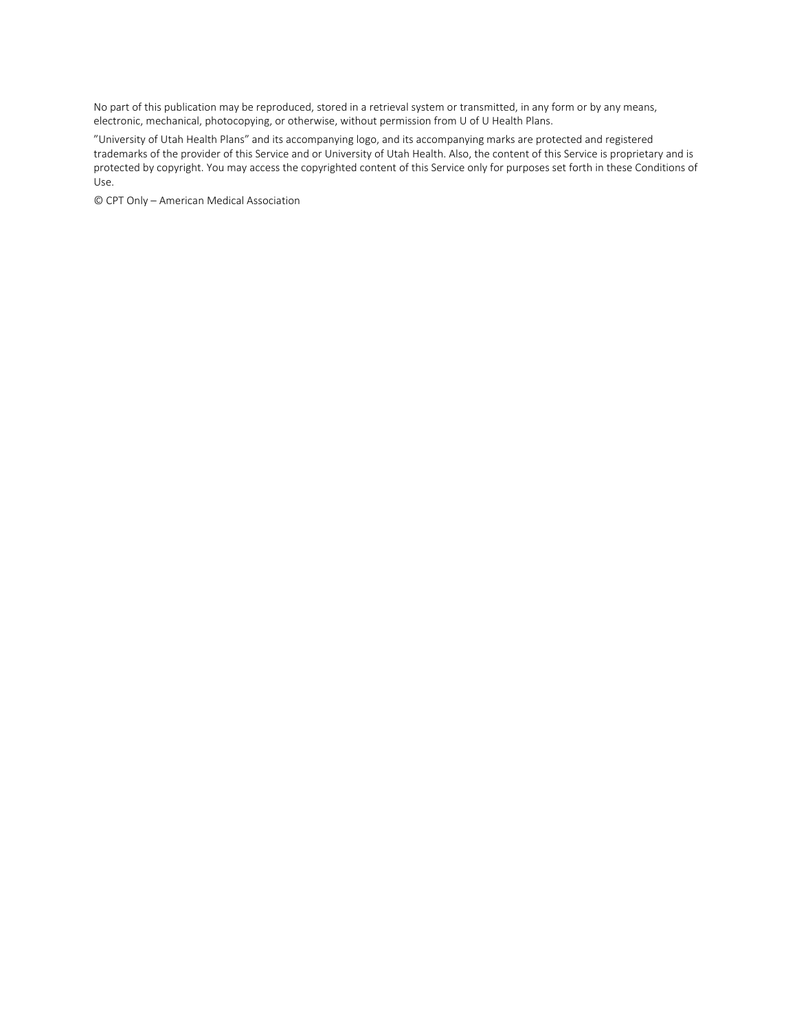No part of this publication may be reproduced, stored in a retrieval system or transmitted, in any form or by any means, electronic, mechanical, photocopying, or otherwise, without permission from U of U Health Plans.

"University of Utah Health Plans" and its accompanying logo, and its accompanying marks are protected and registered trademarks of the provider of this Service and or University of Utah Health. Also, the content of this Service is proprietary and is protected by copyright. You may access the copyrighted content of this Service only for purposes set forth in these Conditions of Use.

© CPT Only – American Medical Association